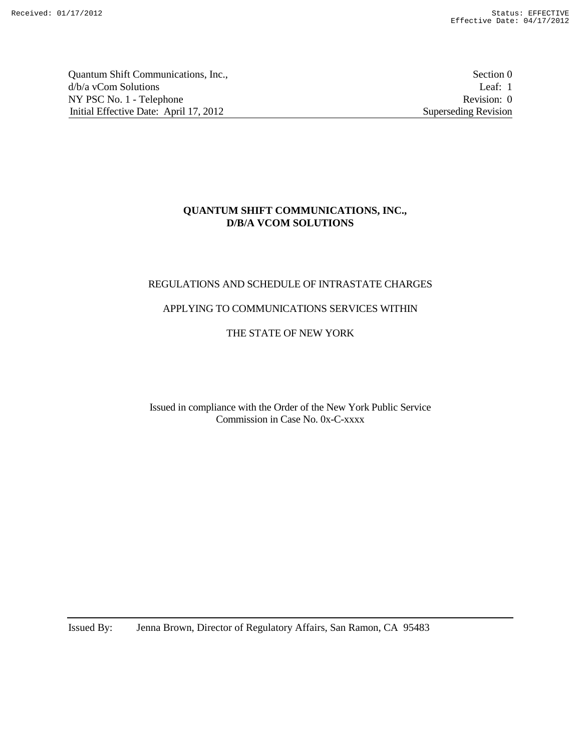Quantum Shift Communications, Inc., d/b/a vCom Solutions
NY PSC No. 1 - Telephone
Initial Effective Date: April 17, 2012

Section 0
Leaf: 1
Revision: 0
Superseding Revision

**QUANTUM SHIFT COMMUNICATIONS, INC.,**
**D/B/A VCOM SOLUTIONS**

REGULATIONS AND SCHEDULE OF INTRASTATE CHARGES

APPLYING TO COMMUNICATIONS SERVICES WITHIN

THE STATE OF NEW YORK

Issued in compliance with the Order of the New York Public Service Commission in Case No. 0x-C-xxxx

Issued By: Jenna Brown, Director of Regulatory Affairs, San Ramon, CA 95483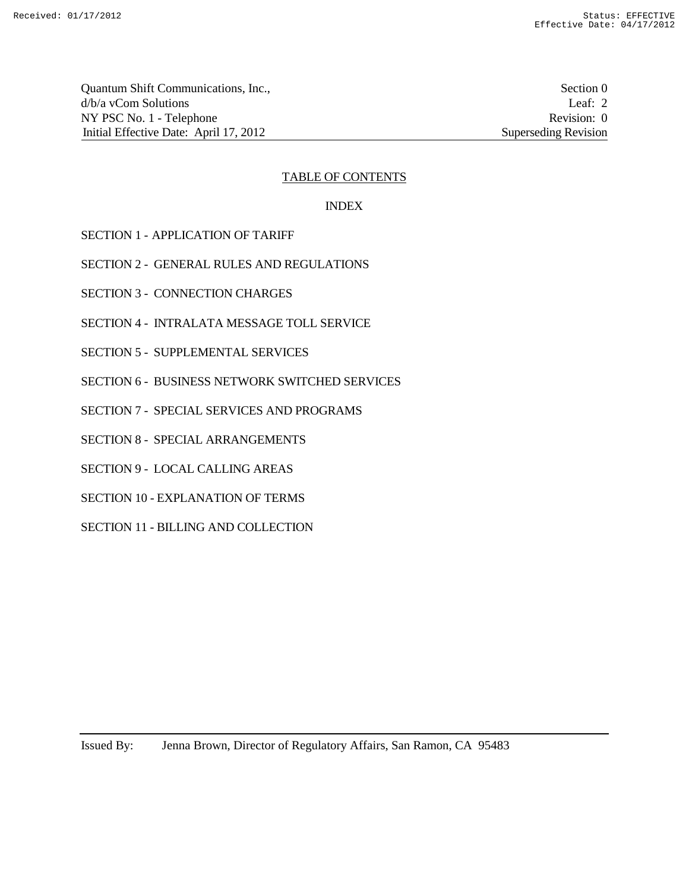## TABLE OF CONTENTS

### INDEX

SECTION 1 - APPLICATION OF TARIFF

SECTION 2 - GENERAL RULES AND REGULATIONS

SECTION 3 - CONNECTION CHARGES

SECTION 4 - INTRALATA MESSAGE TOLL SERVICE

SECTION 5 - SUPPLEMENTAL SERVICES

SECTION 6 - BUSINESS NETWORK SWITCHED SERVICES

SECTION 7 - SPECIAL SERVICES AND PROGRAMS

SECTION 8 - SPECIAL ARRANGEMENTS

SECTION 9 - LOCAL CALLING AREAS

SECTION 10 - EXPLANATION OF TERMS

SECTION 11 - BILLING AND COLLECTION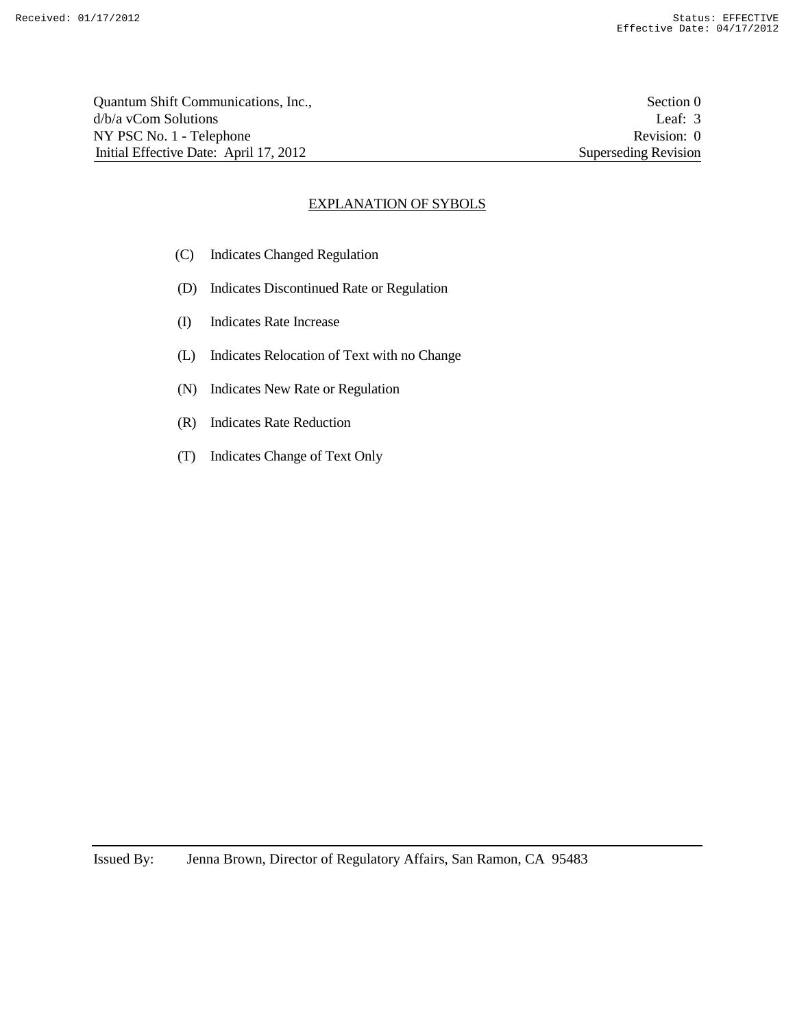Quantum Shift Communications, Inc., d/b/a vCom Solutions
NY PSC No. 1 - Telephone
Initial Effective Date: April 17, 2012

Section 0
Leaf: 3
Revision: 0
Superseding Revision

## EXPLANATION OF SYBOLS

(C) Indicates Changed Regulation

(D) Indicates Discontinued Rate or Regulation

(I) Indicates Rate Increase

(L) Indicates Relocation of Text with no Change

(N) Indicates New Rate or Regulation

(R) Indicates Rate Reduction

(T) Indicates Change of Text Only

Issued By: Jenna Brown, Director of Regulatory Affairs, San Ramon, CA 95483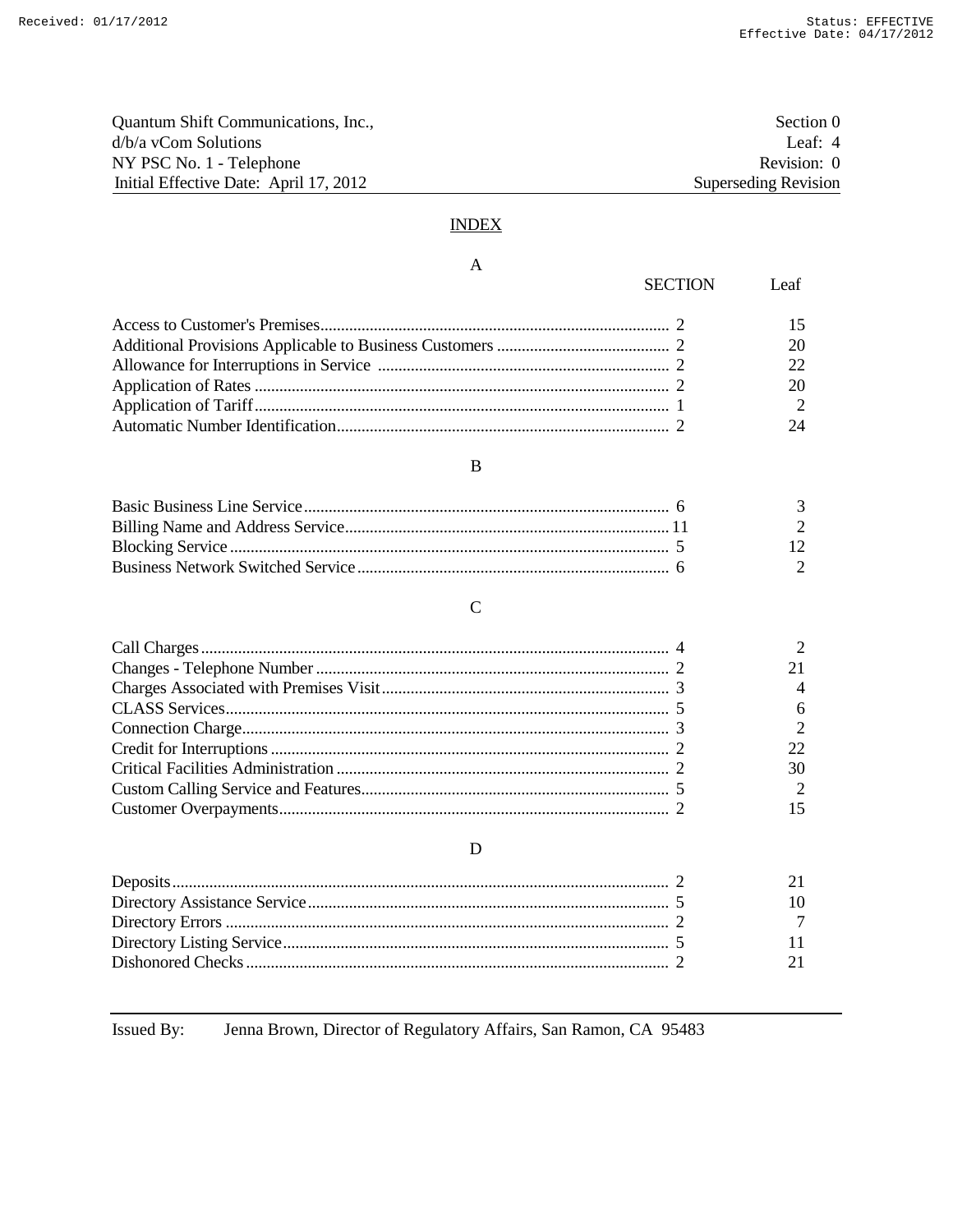Quantum Shift Communications, Inc.,
d/b/a vCom Solutions
NY PSC No. 1 - Telephone
Initial Effective Date: April 17, 2012

Section 0
Leaf: 4
Revision: 0
Superseding Revision

# INDEX

## A

| | SECTION | Leaf |
|---|---|---|
| Access to Customer's Premises | 2 | 15 |
| Additional Provisions Applicable to Business Customers | 2 | 20 |
| Allowance for Interruptions in Service | 2 | 22 |
| Application of Rates | 2 | 20 |
| Application of Tariff | 1 | 2 |
| Automatic Number Identification | 2 | 24 |

## B

| | SECTION | Leaf |
|---|---|---|
| Basic Business Line Service | 6 | 3 |
| Billing Name and Address Service | 11 | 2 |
| Blocking Service | 5 | 12 |
| Business Network Switched Service | 6 | 2 |

## C

| | SECTION | Leaf |
|---|---|---|
| Call Charges | 4 | 2 |
| Changes - Telephone Number | 2 | 21 |
| Charges Associated with Premises Visit | 3 | 4 |
| CLASS Services | 5 | 6 |
| Connection Charge | 3 | 2 |
| Credit for Interruptions | 2 | 22 |
| Critical Facilities Administration | 2 | 30 |
| Custom Calling Service and Features | 5 | 2 |
| Customer Overpayments | 2 | 15 |

## D

| | SECTION | Leaf |
|---|---|---|
| Deposits | 2 | 21 |
| Directory Assistance Service | 5 | 10 |
| Directory Errors | 2 | 7 |
| Directory Listing Service | 5 | 11 |
| Dishonored Checks | 2 | 21 |

Issued By: Jenna Brown, Director of Regulatory Affairs, San Ramon, CA 95483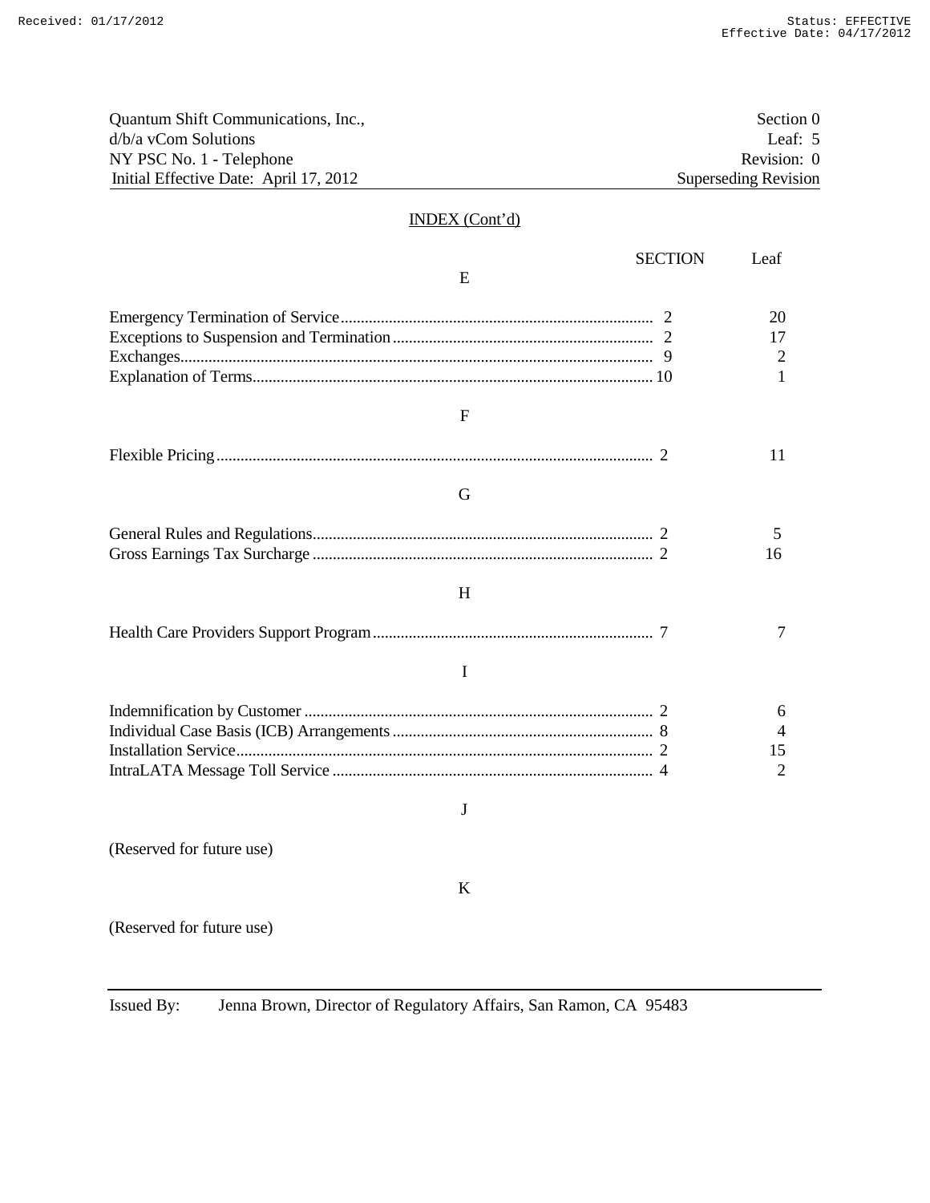Quantum Shift Communications, Inc.,
d/b/a vCom Solutions
NY PSC No. 1 - Telephone
Initial Effective Date: April 17, 2012

Section 0
Leaf: 5
Revision: 0
Superseding Revision

## INDEX (Cont'd)

| | SECTION | Leaf |
|---|---|---|
| **E** | | |
| Emergency Termination of Service | 2 | 20 |
| Exceptions to Suspension and Termination | 2 | 17 |
| Exchanges | 9 | 2 |
| Explanation of Terms | 10 | 1 |
| **F** | | |
| Flexible Pricing | 2 | 11 |
| **G** | | |
| General Rules and Regulations | 2 | 5 |
| Gross Earnings Tax Surcharge | 2 | 16 |
| **H** | | |
| Health Care Providers Support Program | 7 | 7 |
| **I** | | |
| Indemnification by Customer | 2 | 6 |
| Individual Case Basis (ICB) Arrangements | 8 | 4 |
| Installation Service | 2 | 15 |
| IntraLATA Message Toll Service | 4 | 2 |
| **J** | | |
| (Reserved for future use) | | |
| **K** | | |
| (Reserved for future use) | | |

Issued By: Jenna Brown, Director of Regulatory Affairs, San Ramon, CA 95483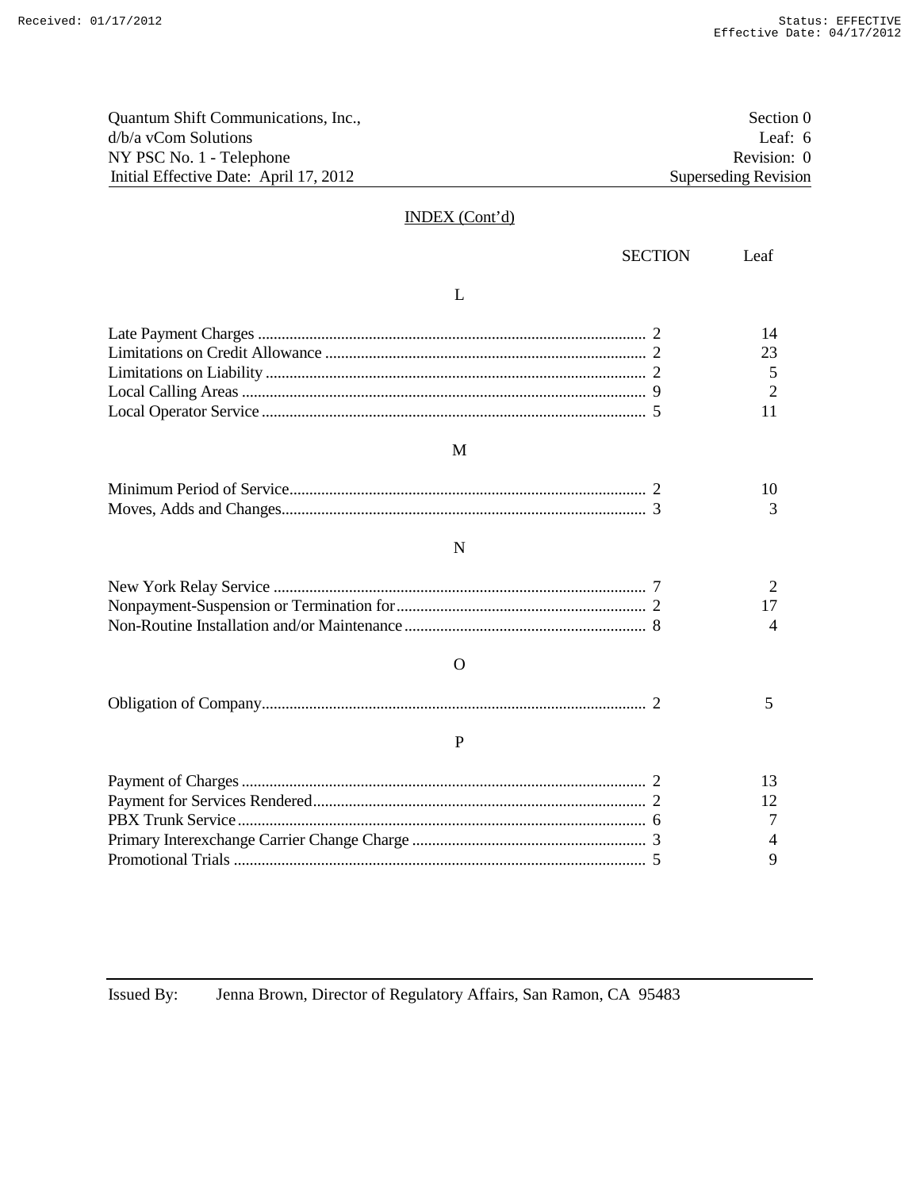Quantum Shift Communications, Inc.,
d/b/a vCom Solutions
NY PSC No. 1 - Telephone
Initial Effective Date: April 17, 2012

Section 0
Leaf: 6
Revision: 0
Superseding Revision

## INDEX (Cont'd)

| | SECTION | Leaf |
|---|---|---|
| **L** | | |
| Late Payment Charges | 2 | 14 |
| Limitations on Credit Allowance | 2 | 23 |
| Limitations on Liability | 2 | 5 |
| Local Calling Areas | 9 | 2 |
| Local Operator Service | 5 | 11 |
| **M** | | |
| Minimum Period of Service | 2 | 10 |
| Moves, Adds and Changes | 3 | 3 |
| **N** | | |
| New York Relay Service | 7 | 2 |
| Nonpayment-Suspension or Termination for | 2 | 17 |
| Non-Routine Installation and/or Maintenance | 8 | 4 |
| **O** | | |
| Obligation of Company | 2 | 5 |
| **P** | | |
| Payment of Charges | 2 | 13 |
| Payment for Services Rendered | 2 | 12 |
| PBX Trunk Service | 6 | 7 |
| Primary Interexchange Carrier Change Charge | 3 | 4 |
| Promotional Trials | 5 | 9 |

Issued By: Jenna Brown, Director of Regulatory Affairs, San Ramon, CA 95483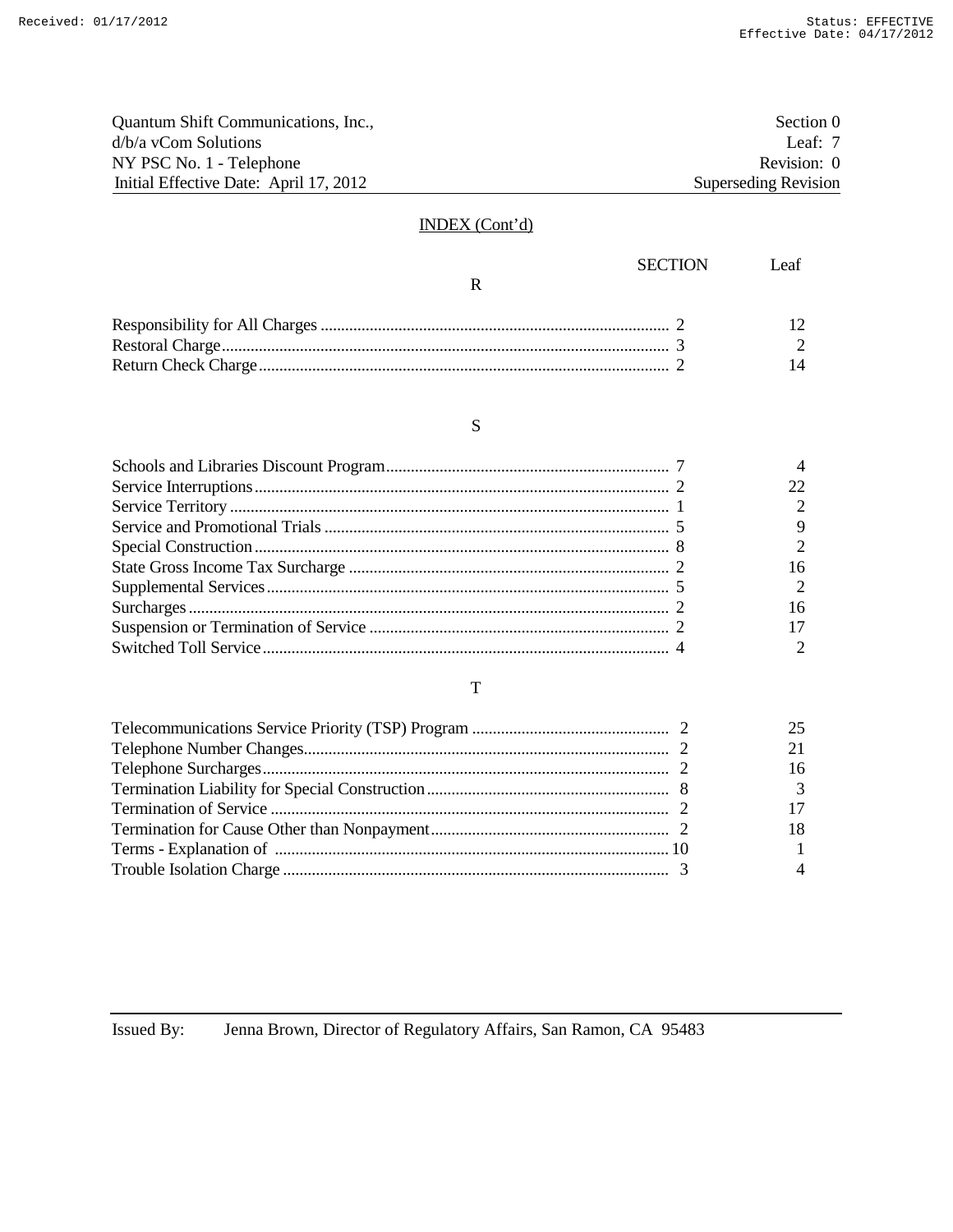Quantum Shift Communications, Inc.,
d/b/a vCom Solutions
NY PSC No. 1 - Telephone
Initial Effective Date: April 17, 2012

Section 0
Leaf: 7
Revision: 0
Superseding Revision

## INDEX (Cont'd)

| | SECTION | Leaf |
|---|---|---|
| **R** | | |
| Responsibility for All Charges | 2 | 12 |
| Restoral Charge | 3 | 2 |
| Return Check Charge | 2 | 14 |
| **S** | | |
| Schools and Libraries Discount Program | 7 | 4 |
| Service Interruptions | 2 | 22 |
| Service Territory | 1 | 2 |
| Service and Promotional Trials | 5 | 9 |
| Special Construction | 8 | 2 |
| State Gross Income Tax Surcharge | 2 | 16 |
| Supplemental Services | 5 | 2 |
| Surcharges | 2 | 16 |
| Suspension or Termination of Service | 2 | 17 |
| Switched Toll Service | 4 | 2 |
| **T** | | |
| Telecommunications Service Priority (TSP) Program | 2 | 25 |
| Telephone Number Changes | 2 | 21 |
| Telephone Surcharges | 2 | 16 |
| Termination Liability for Special Construction | 8 | 3 |
| Termination of Service | 2 | 17 |
| Termination for Cause Other than Nonpayment | 2 | 18 |
| Terms - Explanation of | 10 | 1 |
| Trouble Isolation Charge | 3 | 4 |

Issued By: Jenna Brown, Director of Regulatory Affairs, San Ramon, CA 95483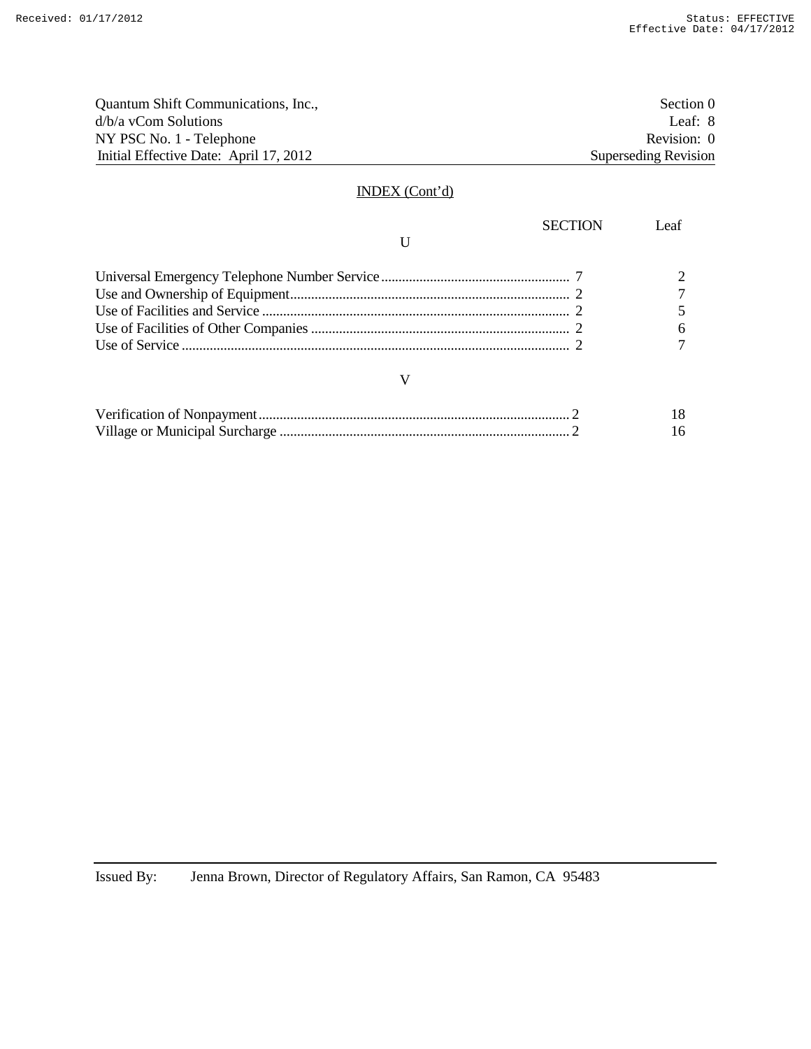Quantum Shift Communications, Inc.,
d/b/a vCom Solutions
NY PSC No. 1 - Telephone
Initial Effective Date: April 17, 2012

Section 0
Leaf: 8
Revision: 0
Superseding Revision

## INDEX (Cont'd)

| | SECTION | Leaf |
|---|---|---|
| **U** | | |
| Universal Emergency Telephone Number Service | 7 | 2 |
| Use and Ownership of Equipment | 2 | 7 |
| Use of Facilities and Service | 2 | 5 |
| Use of Facilities of Other Companies | 2 | 6 |
| Use of Service | 2 | 7 |
| **V** | | |
| Verification of Nonpayment | 2 | 18 |
| Village or Municipal Surcharge | 2 | 16 |

Issued By: Jenna Brown, Director of Regulatory Affairs, San Ramon, CA 95483